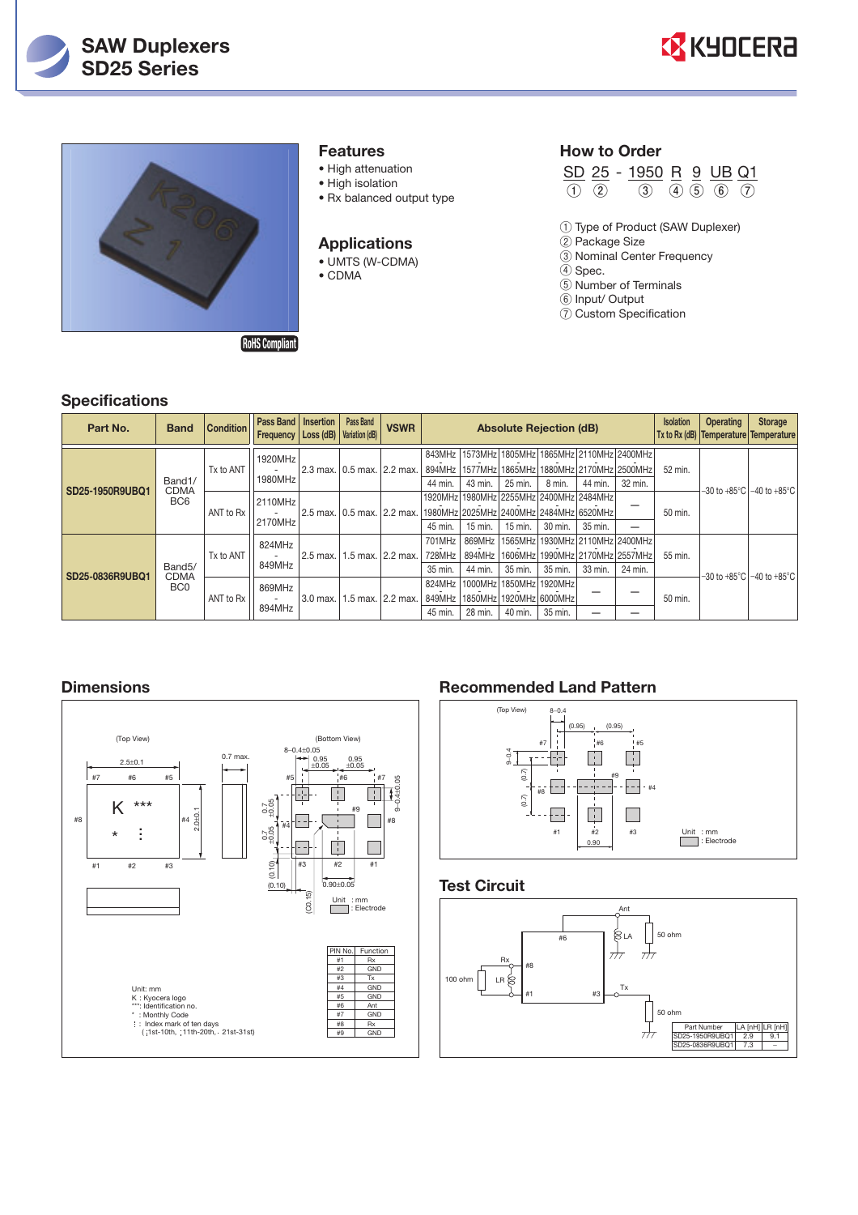# SAW Duplexers
# SD25 Series

RoHS Compliant

## Features

- High attenuation
- High isolation
- Rx balanced output type

## Applications

- UMTS (W-CDMA)
- CDMA

## How to Order

SD 25 - 1950 R 9 UB Q1
① ② ③ ④ ⑤ ⑥ ⑦

① Type of Product (SAW Duplexer)
② Package Size
③ Nominal Center Frequency
④ Spec.
⑤ Number of Terminals
⑥ Input/ Output
⑦ Custom Specification

## Specifications

| Part No. | Band | Condition | Pass Band Frequency | Insertion Loss (dB) | Pass Band Variation (dB) | VSWR | Absolute Rejection (dB) | | | | | | Isolation Tx to Rx (dB) | Operating Temperature | Storage Temperature |
|---|---|---|---|---|---|---|---|---|---|---|---|---|---|---|---|
| SD25-1950R9UBQ1 | Band1/ CDMA BC6 | Tx to ANT | 1920MHz - 1980MHz | 2.3 max. | 0.5 max. | 2.2 max. | 843MHz - 894MHz | 1573MHz - 1577MHz | 1805MHz - 1865MHz | 1865MHz - 1880MHz | 2110MHz - 2170MHz | 2400MHz - 2500MHz | 52 min. | -30 to +85°C | -40 to +85°C |
| | | | | | | | 44 min. | 43 min. | 25 min. | 8 min. | 44 min. | 32 min. | | | |
| | | ANT to Rx | 2110MHz - 2170MHz | 2.5 max. | 0.5 max. | 2.2 max. | 1920MHz - 1980MHz | 1980MHz - 2025MHz | 2255MHz - 2400MHz | 2400MHz - 2484MHz | 2484MHz - 6520MHz | — | 50 min. | | |
| | | | | | | | 45 min. | 15 min. | 15 min. | 30 min. | 35 min. | — | | | |
| SD25-0836R9UBQ1 | Band5/ CDMA BC0 | Tx to ANT | 824MHz - 849MHz | 2.5 max. | 1.5 max. | 2.2 max. | 701MHz - 728MHz | 869MHz - 894MHz | 1565MHz - 1606MHz | 1930MHz - 1990MHz | 2110MHz - 2170MHz | 2400MHz - 2557MHz | 55 min. | -30 to +85°C | -40 to +85°C |
| | | | | | | | 35 min. | 44 min. | 35 min. | 35 min. | 33 min. | 24 min. | | | |
| | | ANT to Rx | 869MHz - 894MHz | 3.0 max. | 1.5 max. | 2.2 max. | 824MHz - 849MHz | 1000MHz - 1850MHz | 1850MHz - 1920MHz | 1920MHz - 6000MHz | — | — | 50 min. | | |
| | | | | | | | 45 min. | 28 min. | 40 min. | 35 min. | — | — | | | |

## Dimensions

(Top View) (Bottom View)

Unit: mm
K : Kyocera logo
\*\*\*: Identification no.
\* : Monthly Code
⋮ : Index mark of ten days
( ;1st-10th, ;11th-20th, ⋮ 21st-31st)

Unit : mm
□ : Electrode

| PIN No. | Function |
|---|---|
| #1 | Rx |
| #2 | GND |
| #3 | Tx |
| #4 | GND |
| #5 | GND |
| #6 | Ant |
| #7 | GND |
| #8 | Rx |
| #9 | GND |

## Recommended Land Pattern

(Top View)

Unit : mm
□ : Electrode

## Test Circuit

| Part Number | LA [nH] | LR [nH] |
|---|---|---|
| SD25-1950R9UBQ1 | 2.9 | 9.1 |
| SD25-0836R9UBQ1 | 7.3 | – |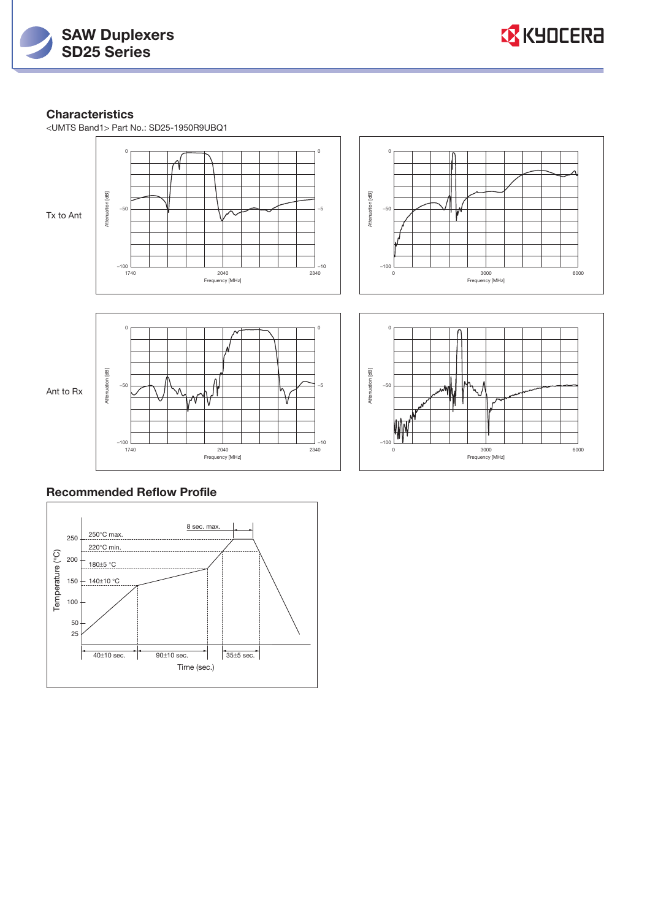## Characteristics

<UMTS Band1> Part No.: SD25-1950R9UBQ1

Tx to Ant

Ant to Rx

## Recommended Reflow Profile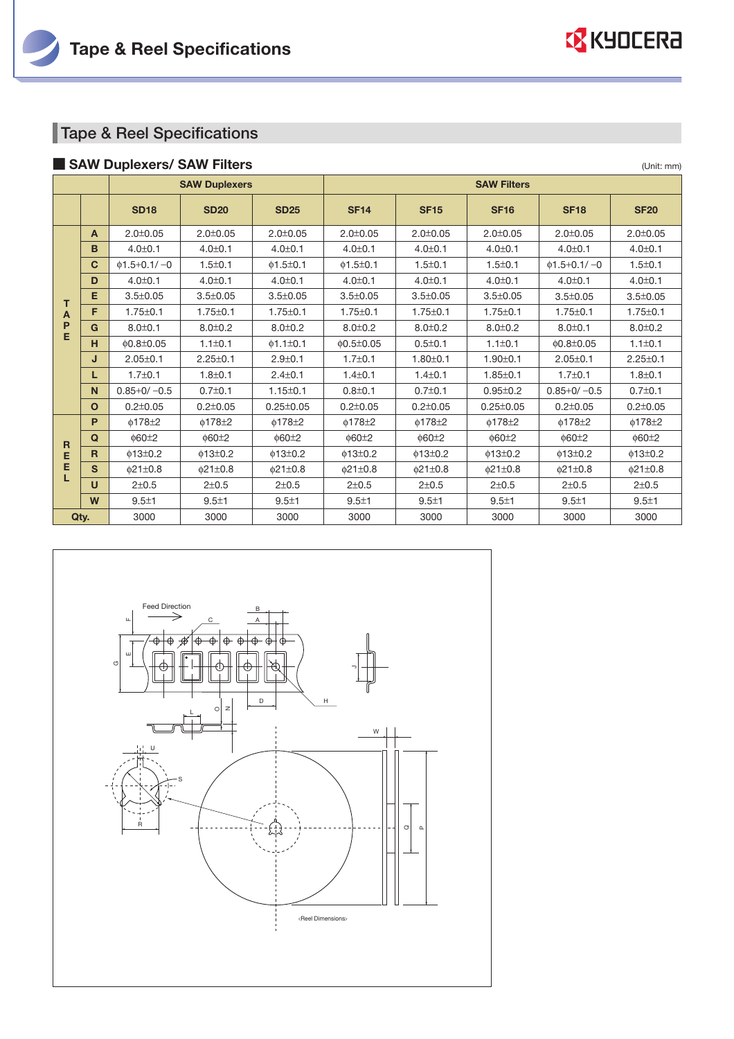## Tape & Reel Specifications

### SAW Duplexers/ SAW Filters

(Unit: mm)

| | | SAW Duplexers | | | SAW Filters | | | | |
|---|---|---|---|---|---|---|---|---|---|
| | | SD18 | SD20 | SD25 | SF14 | SF15 | SF16 | SF18 | SF20 |
| TAPE | A | 2.0±0.05 | 2.0±0.05 | 2.0±0.05 | 2.0±0.05 | 2.0±0.05 | 2.0±0.05 | 2.0±0.05 | 2.0±0.05 |
| | B | 4.0±0.1 | 4.0±0.1 | 4.0±0.1 | 4.0±0.1 | 4.0±0.1 | 4.0±0.1 | 4.0±0.1 | 4.0±0.1 |
| | C | ϕ1.5+0.1/ −0 | 1.5±0.1 | ϕ1.5±0.1 | ϕ1.5±0.1 | 1.5±0.1 | 1.5±0.1 | ϕ1.5+0.1/ −0 | 1.5±0.1 |
| | D | 4.0±0.1 | 4.0±0.1 | 4.0±0.1 | 4.0±0.1 | 4.0±0.1 | 4.0±0.1 | 4.0±0.1 | 4.0±0.1 |
| | E | 3.5±0.05 | 3.5±0.05 | 3.5±0.05 | 3.5±0.05 | 3.5±0.05 | 3.5±0.05 | 3.5±0.05 | 3.5±0.05 |
| | F | 1.75±0.1 | 1.75±0.1 | 1.75±0.1 | 1.75±0.1 | 1.75±0.1 | 1.75±0.1 | 1.75±0.1 | 1.75±0.1 |
| | G | 8.0±0.1 | 8.0±0.2 | 8.0±0.2 | 8.0±0.2 | 8.0±0.2 | 8.0±0.2 | 8.0±0.1 | 8.0±0.2 |
| | H | ϕ0.8±0.05 | 1.1±0.1 | ϕ1.1±0.1 | ϕ0.5±0.05 | 0.5±0.1 | 1.1±0.1 | ϕ0.8±0.05 | 1.1±0.1 |
| | J | 2.05±0.1 | 2.25±0.1 | 2.9±0.1 | 1.7±0.1 | 1.80±0.1 | 1.90±0.1 | 2.05±0.1 | 2.25±0.1 |
| | L | 1.7±0.1 | 1.8±0.1 | 2.4±0.1 | 1.4±0.1 | 1.4±0.1 | 1.85±0.1 | 1.7±0.1 | 1.8±0.1 |
| | N | 0.85+0/ −0.5 | 0.7±0.1 | 1.15±0.1 | 0.8±0.1 | 0.7±0.1 | 0.95±0.2 | 0.85+0/ −0.5 | 0.7±0.1 |
| | O | 0.2±0.05 | 0.2±0.05 | 0.25±0.05 | 0.2±0.05 | 0.2±0.05 | 0.25±0.05 | 0.2±0.05 | 0.2±0.05 |
| REEL | P | ϕ178±2 | ϕ178±2 | ϕ178±2 | ϕ178±2 | ϕ178±2 | ϕ178±2 | ϕ178±2 | ϕ178±2 |
| | Q | ϕ60±2 | ϕ60±2 | ϕ60±2 | ϕ60±2 | ϕ60±2 | ϕ60±2 | ϕ60±2 | ϕ60±2 |
| | R | ϕ13±0.2 | ϕ13±0.2 | ϕ13±0.2 | ϕ13±0.2 | ϕ13±0.2 | ϕ13±0.2 | ϕ13±0.2 | ϕ13±0.2 |
| | S | ϕ21±0.8 | ϕ21±0.8 | ϕ21±0.8 | ϕ21±0.8 | ϕ21±0.8 | ϕ21±0.8 | ϕ21±0.8 | ϕ21±0.8 |
| | U | 2±0.5 | 2±0.5 | 2±0.5 | 2±0.5 | 2±0.5 | 2±0.5 | 2±0.5 | 2±0.5 |
| | W | 9.5±1 | 9.5±1 | 9.5±1 | 9.5±1 | 9.5±1 | 9.5±1 | 9.5±1 | 9.5±1 |
| Qty. | | 3000 | 3000 | 3000 | 3000 | 3000 | 3000 | 3000 | 3000 |

Feed Direction

B A C F E G D H J L O N W U S R Q P

<Reel Dimensions>